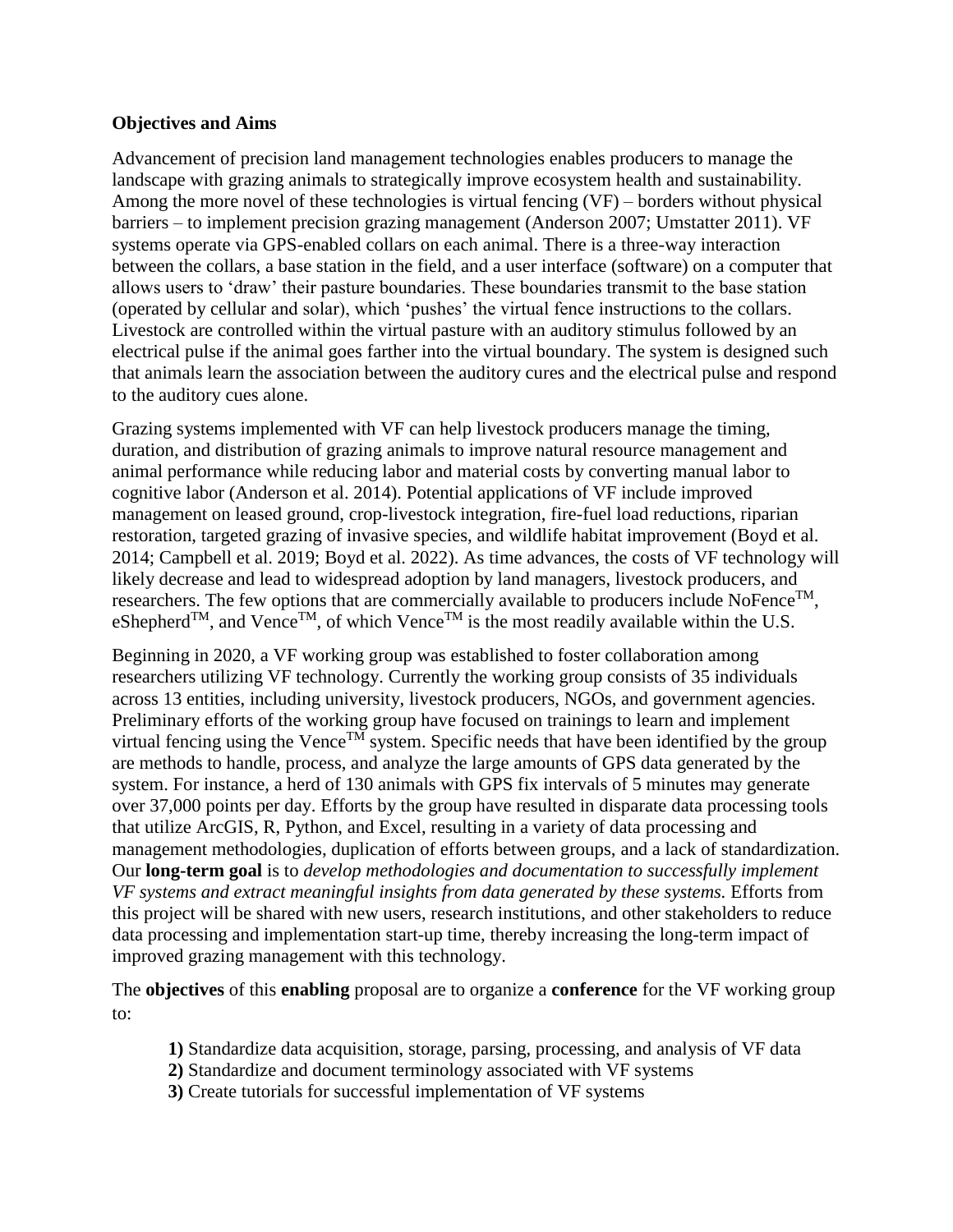**Objectives and Aims**

Advancement of precision land management technologies enables producers to manage the landscape with grazing animals to strategically improve ecosystem health and sustainability. Among the more novel of these technologies is virtual fencing (VF) – borders without physical barriers – to implement precision grazing management (Anderson 2007; Umstatter 2011). VF systems operate via GPS-enabled collars on each animal. There is a three-way interaction between the collars, a base station in the field, and a user interface (software) on a computer that allows users to 'draw' their pasture boundaries. These boundaries transmit to the base station (operated by cellular and solar), which 'pushes' the virtual fence instructions to the collars. Livestock are controlled within the virtual pasture with an auditory stimulus followed by an electrical pulse if the animal goes farther into the virtual boundary. The system is designed such that animals learn the association between the auditory cures and the electrical pulse and respond to the auditory cues alone.

Grazing systems implemented with VF can help livestock producers manage the timing, duration, and distribution of grazing animals to improve natural resource management and animal performance while reducing labor and material costs by converting manual labor to cognitive labor (Anderson et al. 2014). Potential applications of VF include improved management on leased ground, crop-livestock integration, fire-fuel load reductions, riparian restoration, targeted grazing of invasive species, and wildlife habitat improvement (Boyd et al. 2014; Campbell et al. 2019; Boyd et al. 2022). As time advances, the costs of VF technology will likely decrease and lead to widespread adoption by land managers, livestock producers, and researchers. The few options that are commercially available to producers include NoFence$^{TM}$, eShepherd$^{TM}$, and Vence$^{TM}$, of which Vence$^{TM}$ is the most readily available within the U.S.

Beginning in 2020, a VF working group was established to foster collaboration among researchers utilizing VF technology. Currently the working group consists of 35 individuals across 13 entities, including university, livestock producers, NGOs, and government agencies. Preliminary efforts of the working group have focused on trainings to learn and implement virtual fencing using the Vence$^{TM}$ system. Specific needs that have been identified by the group are methods to handle, process, and analyze the large amounts of GPS data generated by the system. For instance, a herd of 130 animals with GPS fix intervals of 5 minutes may generate over 37,000 points per day. Efforts by the group have resulted in disparate data processing tools that utilize ArcGIS, R, Python, and Excel, resulting in a variety of data processing and management methodologies, duplication of efforts between groups, and a lack of standardization. Our **long-term goal** is to *develop methodologies and documentation to successfully implement VF systems and extract meaningful insights from data generated by these systems.* Efforts from this project will be shared with new users, research institutions, and other stakeholders to reduce data processing and implementation start-up time, thereby increasing the long-term impact of improved grazing management with this technology.

The **objectives** of this **enabling** proposal are to organize a **conference** for the VF working group to:

**1)** Standardize data acquisition, storage, parsing, processing, and analysis of VF data
**2)** Standardize and document terminology associated with VF systems
**3)** Create tutorials for successful implementation of VF systems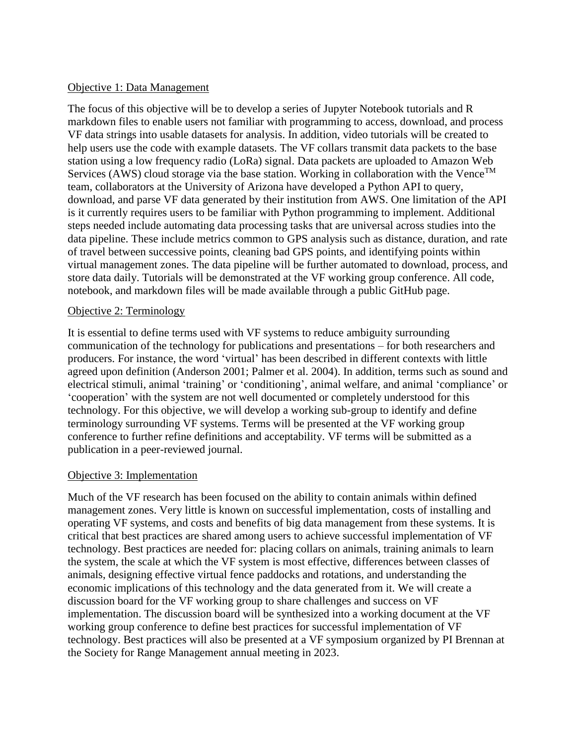Objective 1: Data Management

The focus of this objective will be to develop a series of Jupyter Notebook tutorials and R markdown files to enable users not familiar with programming to access, download, and process VF data strings into usable datasets for analysis. In addition, video tutorials will be created to help users use the code with example datasets. The VF collars transmit data packets to the base station using a low frequency radio (LoRa) signal. Data packets are uploaded to Amazon Web Services (AWS) cloud storage via the base station. Working in collaboration with the Vence™ team, collaborators at the University of Arizona have developed a Python API to query, download, and parse VF data generated by their institution from AWS. One limitation of the API is it currently requires users to be familiar with Python programming to implement. Additional steps needed include automating data processing tasks that are universal across studies into the data pipeline. These include metrics common to GPS analysis such as distance, duration, and rate of travel between successive points, cleaning bad GPS points, and identifying points within virtual management zones. The data pipeline will be further automated to download, process, and store data daily. Tutorials will be demonstrated at the VF working group conference. All code, notebook, and markdown files will be made available through a public GitHub page.

Objective 2: Terminology

It is essential to define terms used with VF systems to reduce ambiguity surrounding communication of the technology for publications and presentations – for both researchers and producers. For instance, the word 'virtual' has been described in different contexts with little agreed upon definition (Anderson 2001; Palmer et al. 2004). In addition, terms such as sound and electrical stimuli, animal 'training' or 'conditioning', animal welfare, and animal 'compliance' or 'cooperation' with the system are not well documented or completely understood for this technology. For this objective, we will develop a working sub-group to identify and define terminology surrounding VF systems. Terms will be presented at the VF working group conference to further refine definitions and acceptability. VF terms will be submitted as a publication in a peer-reviewed journal.

Objective 3: Implementation

Much of the VF research has been focused on the ability to contain animals within defined management zones. Very little is known on successful implementation, costs of installing and operating VF systems, and costs and benefits of big data management from these systems. It is critical that best practices are shared among users to achieve successful implementation of VF technology. Best practices are needed for: placing collars on animals, training animals to learn the system, the scale at which the VF system is most effective, differences between classes of animals, designing effective virtual fence paddocks and rotations, and understanding the economic implications of this technology and the data generated from it. We will create a discussion board for the VF working group to share challenges and success on VF implementation. The discussion board will be synthesized into a working document at the VF working group conference to define best practices for successful implementation of VF technology. Best practices will also be presented at a VF symposium organized by PI Brennan at the Society for Range Management annual meeting in 2023.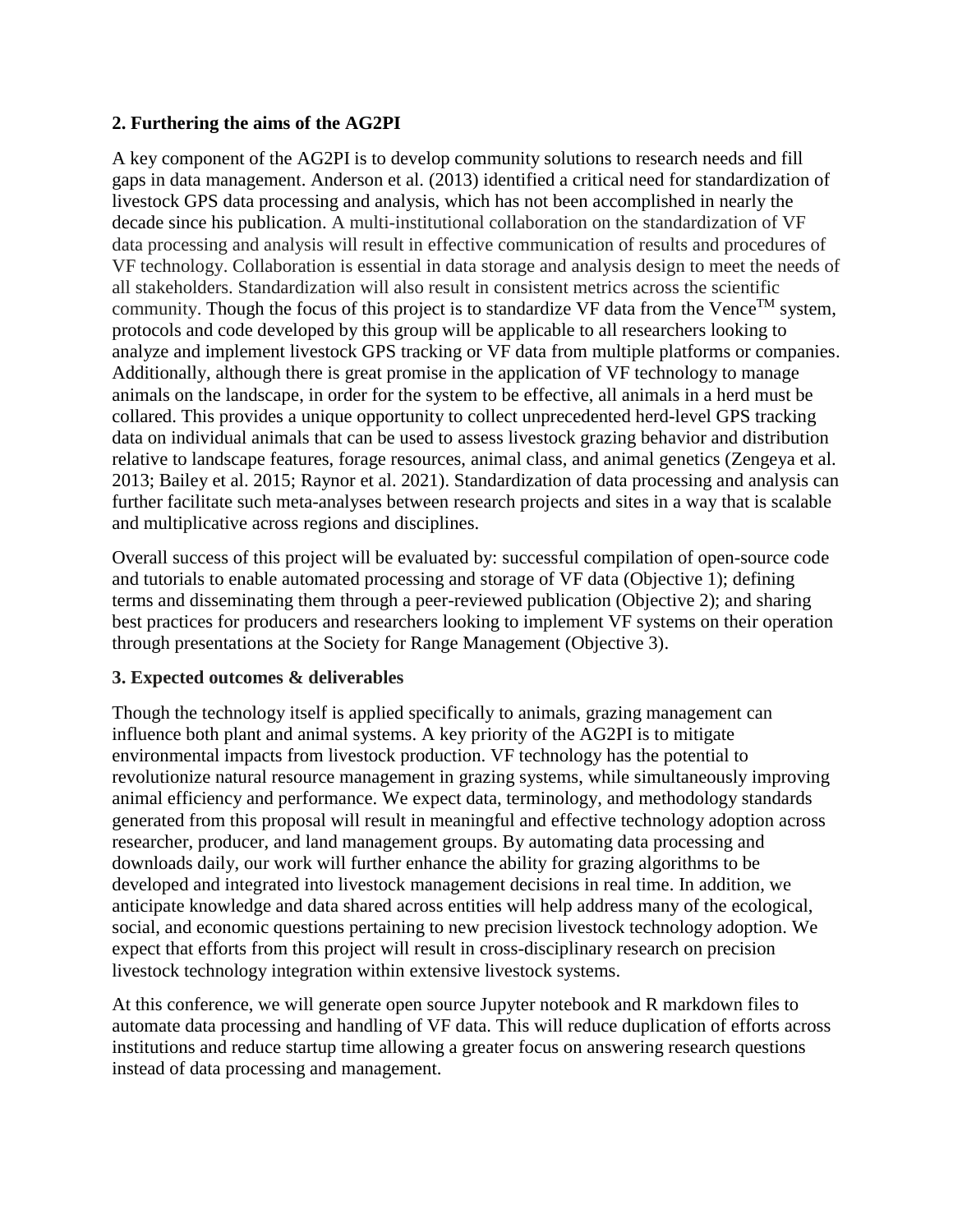**2. Furthering the aims of the AG2PI**

A key component of the AG2PI is to develop community solutions to research needs and fill gaps in data management. Anderson et al. (2013) identified a critical need for standardization of livestock GPS data processing and analysis, which has not been accomplished in nearly the decade since his publication. A multi-institutional collaboration on the standardization of VF data processing and analysis will result in effective communication of results and procedures of VF technology. Collaboration is essential in data storage and analysis design to meet the needs of all stakeholders. Standardization will also result in consistent metrics across the scientific community. Though the focus of this project is to standardize VF data from the Vence™ system, protocols and code developed by this group will be applicable to all researchers looking to analyze and implement livestock GPS tracking or VF data from multiple platforms or companies. Additionally, although there is great promise in the application of VF technology to manage animals on the landscape, in order for the system to be effective, all animals in a herd must be collared. This provides a unique opportunity to collect unprecedented herd-level GPS tracking data on individual animals that can be used to assess livestock grazing behavior and distribution relative to landscape features, forage resources, animal class, and animal genetics (Zengeya et al. 2013; Bailey et al. 2015; Raynor et al. 2021). Standardization of data processing and analysis can further facilitate such meta-analyses between research projects and sites in a way that is scalable and multiplicative across regions and disciplines.

Overall success of this project will be evaluated by: successful compilation of open-source code and tutorials to enable automated processing and storage of VF data (Objective 1); defining terms and disseminating them through a peer-reviewed publication (Objective 2); and sharing best practices for producers and researchers looking to implement VF systems on their operation through presentations at the Society for Range Management (Objective 3).

**3. Expected outcomes & deliverables**

Though the technology itself is applied specifically to animals, grazing management can influence both plant and animal systems. A key priority of the AG2PI is to mitigate environmental impacts from livestock production. VF technology has the potential to revolutionize natural resource management in grazing systems, while simultaneously improving animal efficiency and performance. We expect data, terminology, and methodology standards generated from this proposal will result in meaningful and effective technology adoption across researcher, producer, and land management groups. By automating data processing and downloads daily, our work will further enhance the ability for grazing algorithms to be developed and integrated into livestock management decisions in real time. In addition, we anticipate knowledge and data shared across entities will help address many of the ecological, social, and economic questions pertaining to new precision livestock technology adoption. We expect that efforts from this project will result in cross-disciplinary research on precision livestock technology integration within extensive livestock systems.

At this conference, we will generate open source Jupyter notebook and R markdown files to automate data processing and handling of VF data. This will reduce duplication of efforts across institutions and reduce startup time allowing a greater focus on answering research questions instead of data processing and management.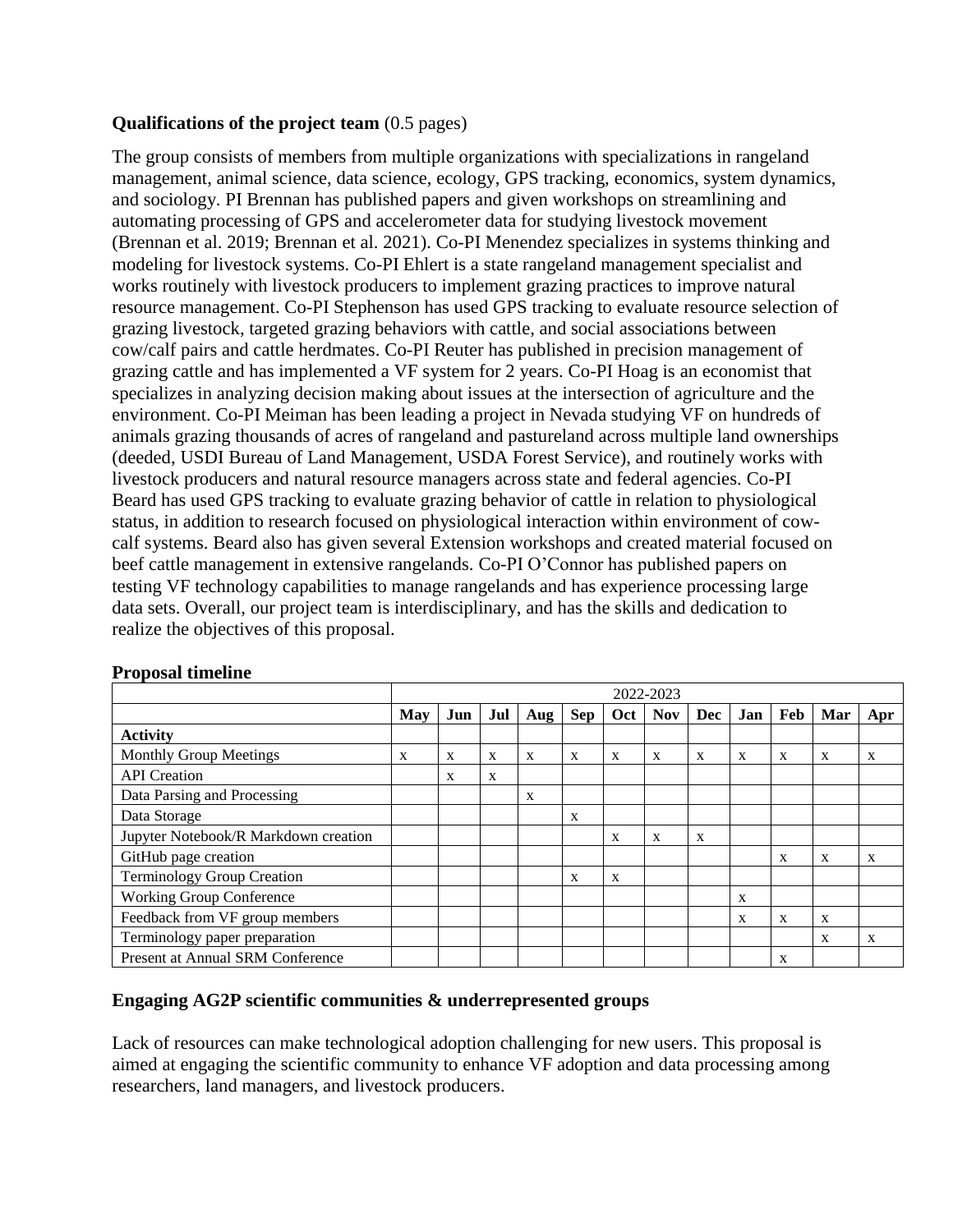**Qualifications of the project team** (0.5 pages)

The group consists of members from multiple organizations with specializations in rangeland management, animal science, data science, ecology, GPS tracking, economics, system dynamics, and sociology. PI Brennan has published papers and given workshops on streamlining and automating processing of GPS and accelerometer data for studying livestock movement (Brennan et al. 2019; Brennan et al. 2021). Co-PI Menendez specializes in systems thinking and modeling for livestock systems. Co-PI Ehlert is a state rangeland management specialist and works routinely with livestock producers to implement grazing practices to improve natural resource management. Co-PI Stephenson has used GPS tracking to evaluate resource selection of grazing livestock, targeted grazing behaviors with cattle, and social associations between cow/calf pairs and cattle herdmates. Co-PI Reuter has published in precision management of grazing cattle and has implemented a VF system for 2 years. Co-PI Hoag is an economist that specializes in analyzing decision making about issues at the intersection of agriculture and the environment. Co-PI Meiman has been leading a project in Nevada studying VF on hundreds of animals grazing thousands of acres of rangeland and pastureland across multiple land ownerships (deeded, USDI Bureau of Land Management, USDA Forest Service), and routinely works with livestock producers and natural resource managers across state and federal agencies. Co-PI Beard has used GPS tracking to evaluate grazing behavior of cattle in relation to physiological status, in addition to research focused on physiological interaction within environment of cow-calf systems. Beard also has given several Extension workshops and created material focused on beef cattle management in extensive rangelands. Co-PI O'Connor has published papers on testing VF technology capabilities to manage rangelands and has experience processing large data sets. Overall, our project team is interdisciplinary, and has the skills and dedication to realize the objectives of this proposal.

**Proposal timeline**

| | 2022-2023 | | | | | | | | | | | |
|---|---|---|---|---|---|---|---|---|---|---|---|---|
| | **May** | **Jun** | **Jul** | **Aug** | **Sep** | **Oct** | **Nov** | **Dec** | **Jan** | **Feb** | **Mar** | **Apr** |
| **Activity** | | | | | | | | | | | | |
| Monthly Group Meetings | x | x | x | x | x | x | x | x | x | x | x | x |
| API Creation | | x | x | | | | | | | | | |
| Data Parsing and Processing | | | | x | | | | | | | | |
| Data Storage | | | | | x | | | | | | | |
| Jupyter Notebook/R Markdown creation | | | | | | x | x | x | | | | |
| GitHub page creation | | | | | | | | | | x | x | x |
| Terminology Group Creation | | | | | x | x | | | | | | |
| Working Group Conference | | | | | | | | | x | | | |
| Feedback from VF group members | | | | | | | | | x | x | x | |
| Terminology paper preparation | | | | | | | | | | | x | x |
| Present at Annual SRM Conference | | | | | | | | | | x | | |

**Engaging AG2P scientific communities & underrepresented groups**

Lack of resources can make technological adoption challenging for new users. This proposal is aimed at engaging the scientific community to enhance VF adoption and data processing among researchers, land managers, and livestock producers.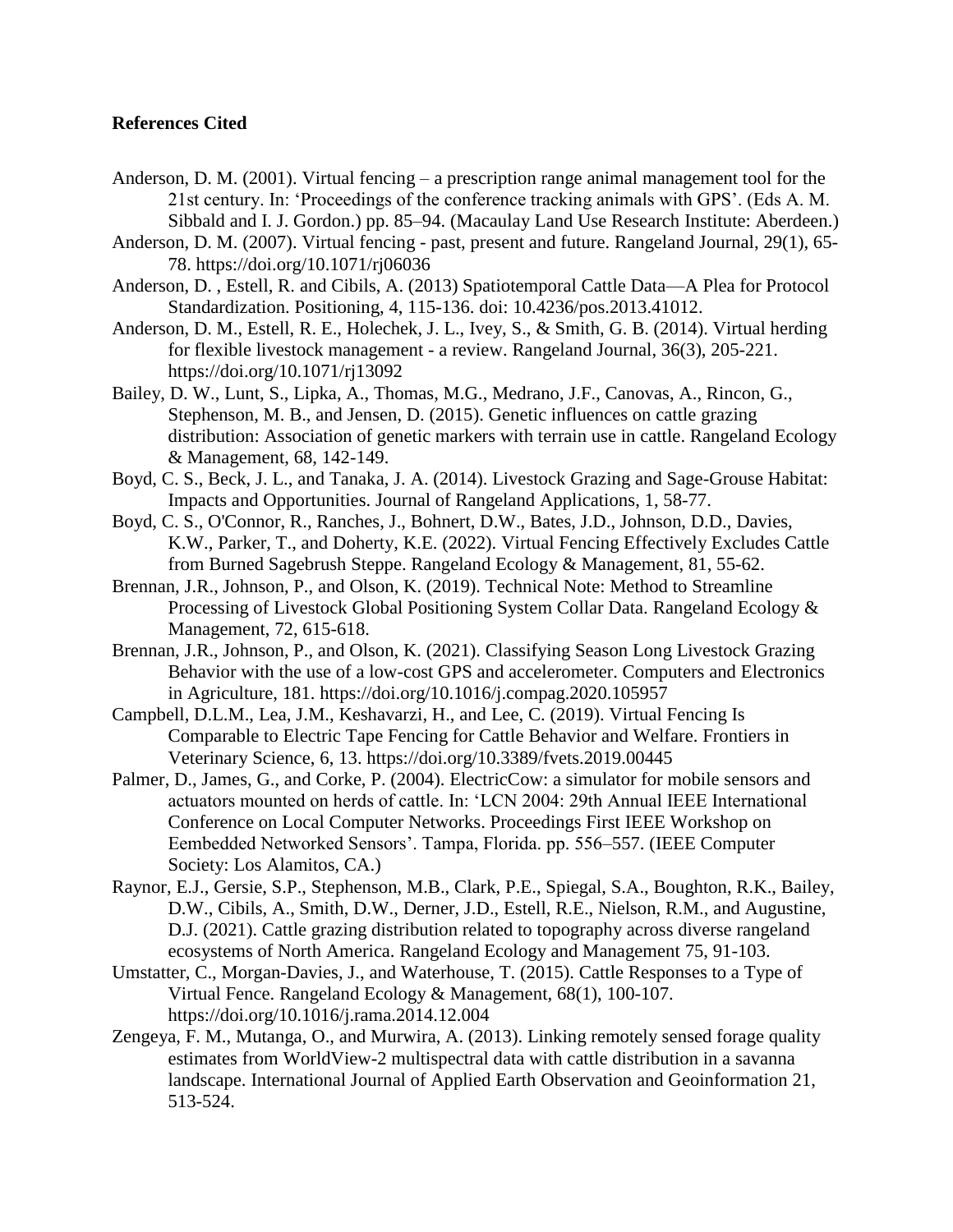**References Cited**

Anderson, D. M. (2001). Virtual fencing – a prescription range animal management tool for the 21st century. In: 'Proceedings of the conference tracking animals with GPS'. (Eds A. M. Sibbald and I. J. Gordon.) pp. 85–94. (Macaulay Land Use Research Institute: Aberdeen.)

Anderson, D. M. (2007). Virtual fencing - past, present and future. Rangeland Journal, 29(1), 65-78. https://doi.org/10.1071/rj06036

Anderson, D. , Estell, R. and Cibils, A. (2013) Spatiotemporal Cattle Data—A Plea for Protocol Standardization. Positioning, 4, 115-136. doi: 10.4236/pos.2013.41012.

Anderson, D. M., Estell, R. E., Holechek, J. L., Ivey, S., & Smith, G. B. (2014). Virtual herding for flexible livestock management - a review. Rangeland Journal, 36(3), 205-221. https://doi.org/10.1071/rj13092

Bailey, D. W., Lunt, S., Lipka, A., Thomas, M.G., Medrano, J.F., Canovas, A., Rincon, G., Stephenson, M. B., and Jensen, D. (2015). Genetic influences on cattle grazing distribution: Association of genetic markers with terrain use in cattle. Rangeland Ecology & Management, 68, 142-149.

Boyd, C. S., Beck, J. L., and Tanaka, J. A. (2014). Livestock Grazing and Sage-Grouse Habitat: Impacts and Opportunities. Journal of Rangeland Applications, 1, 58-77.

Boyd, C. S., O'Connor, R., Ranches, J., Bohnert, D.W., Bates, J.D., Johnson, D.D., Davies, K.W., Parker, T., and Doherty, K.E. (2022). Virtual Fencing Effectively Excludes Cattle from Burned Sagebrush Steppe. Rangeland Ecology & Management, 81, 55-62.

Brennan, J.R., Johnson, P., and Olson, K. (2019). Technical Note: Method to Streamline Processing of Livestock Global Positioning System Collar Data. Rangeland Ecology & Management, 72, 615-618.

Brennan, J.R., Johnson, P., and Olson, K. (2021). Classifying Season Long Livestock Grazing Behavior with the use of a low-cost GPS and accelerometer. Computers and Electronics in Agriculture, 181. https://doi.org/10.1016/j.compag.2020.105957

Campbell, D.L.M., Lea, J.M., Keshavarzi, H., and Lee, C. (2019). Virtual Fencing Is Comparable to Electric Tape Fencing for Cattle Behavior and Welfare. Frontiers in Veterinary Science, 6, 13. https://doi.org/10.3389/fvets.2019.00445

Palmer, D., James, G., and Corke, P. (2004). ElectricCow: a simulator for mobile sensors and actuators mounted on herds of cattle. In: 'LCN 2004: 29th Annual IEEE International Conference on Local Computer Networks. Proceedings First IEEE Workshop on Eembedded Networked Sensors'. Tampa, Florida. pp. 556–557. (IEEE Computer Society: Los Alamitos, CA.)

Raynor, E.J., Gersie, S.P., Stephenson, M.B., Clark, P.E., Spiegal, S.A., Boughton, R.K., Bailey, D.W., Cibils, A., Smith, D.W., Derner, J.D., Estell, R.E., Nielson, R.M., and Augustine, D.J. (2021). Cattle grazing distribution related to topography across diverse rangeland ecosystems of North America. Rangeland Ecology and Management 75, 91-103.

Umstatter, C., Morgan-Davies, J., and Waterhouse, T. (2015). Cattle Responses to a Type of Virtual Fence. Rangeland Ecology & Management, 68(1), 100-107. https://doi.org/10.1016/j.rama.2014.12.004

Zengeya, F. M., Mutanga, O., and Murwira, A. (2013). Linking remotely sensed forage quality estimates from WorldView-2 multispectral data with cattle distribution in a savanna landscape. International Journal of Applied Earth Observation and Geoinformation 21, 513-524.